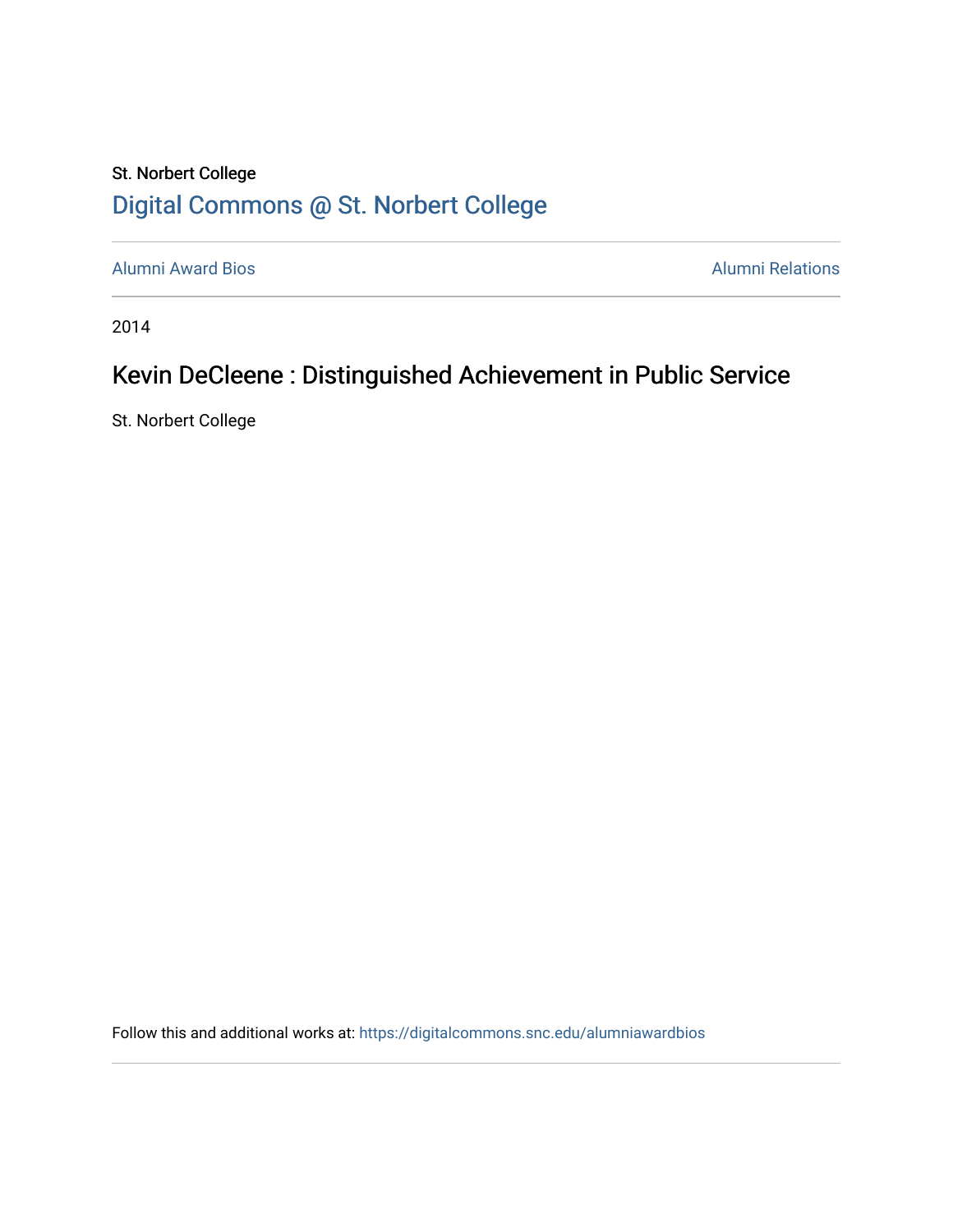St. Norbert College

## Digital Commons @ St. Norbert College

Alumni Award Bios

Alumni Relations

2014

# Kevin DeCleene : Distinguished Achievement in Public Service

St. Norbert College

Follow this and additional works at: https://digitalcommons.snc.edu/alumniawardbios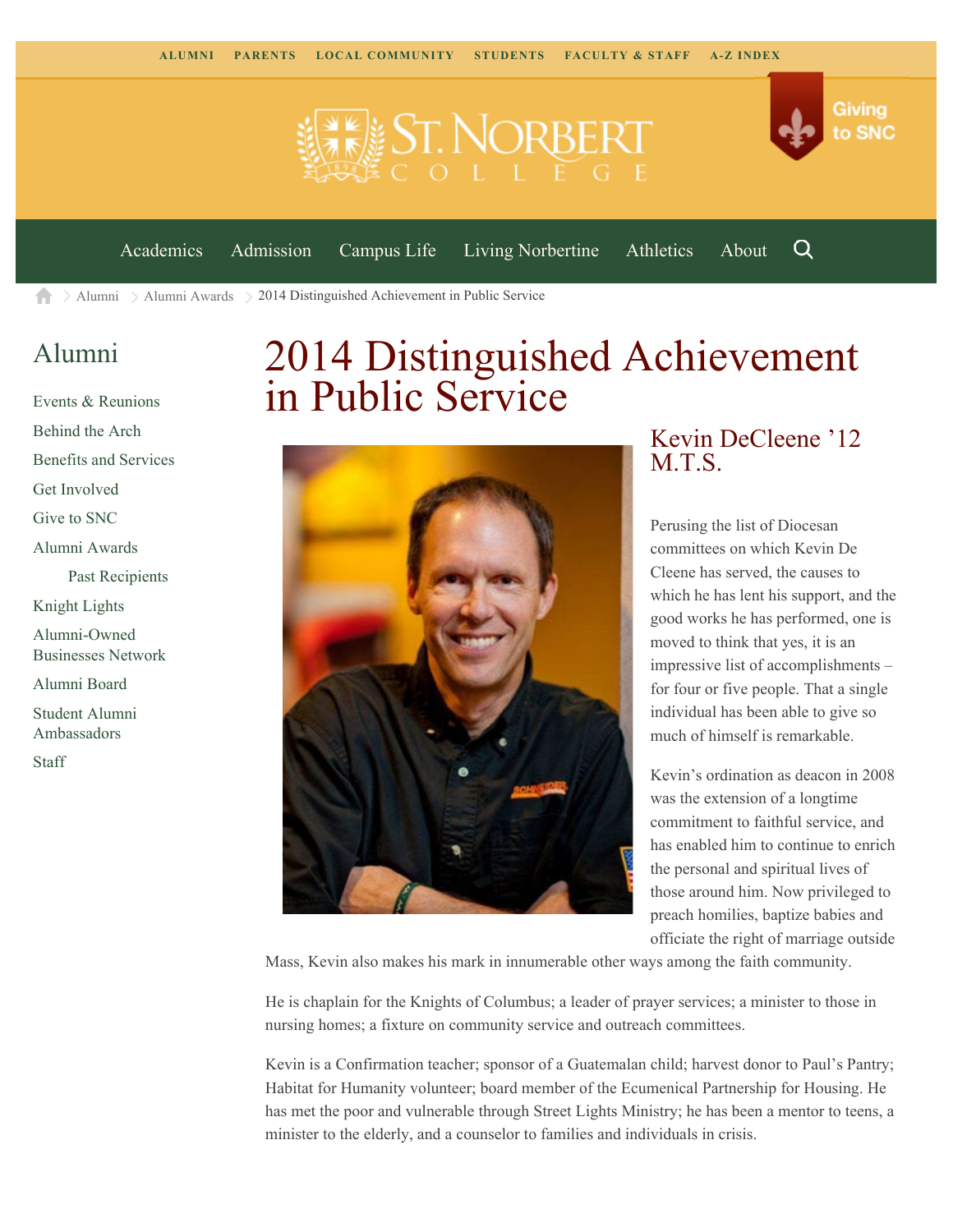ALUMNI PARENTS LOCAL COMMUNITY STUDENTS FACULTY & STAFF A-Z INDEX

Giving to SNC

Academics Admission Campus Life Living Norbertine Athletics About

Alumni > Alumni Awards > 2014 Distinguished Achievement in Public Service

## Alumni

- Events & Reunions
- Behind the Arch
- Benefits and Services
- Get Involved
- Give to SNC
- Alumni Awards
  - Past Recipients
- Knight Lights
- Alumni-Owned Businesses Network
- Alumni Board
- Student Alumni Ambassadors
- Staff

# 2014 Distinguished Achievement in Public Service

## Kevin DeCleene '12 M.T.S.

Perusing the list of Diocesan committees on which Kevin De Cleene has served, the causes to which he has lent his support, and the good works he has performed, one is moved to think that yes, it is an impressive list of accomplishments – for four or five people. That a single individual has been able to give so much of himself is remarkable.

Kevin's ordination as deacon in 2008 was the extension of a longtime commitment to faithful service, and has enabled him to continue to enrich the personal and spiritual lives of those around him. Now privileged to preach homilies, baptize babies and officiate the right of marriage outside Mass, Kevin also makes his mark in innumerable other ways among the faith community.

He is chaplain for the Knights of Columbus; a leader of prayer services; a minister to those in nursing homes; a fixture on community service and outreach committees.

Kevin is a Confirmation teacher; sponsor of a Guatemalan child; harvest donor to Paul's Pantry; Habitat for Humanity volunteer; board member of the Ecumenical Partnership for Housing. He has met the poor and vulnerable through Street Lights Ministry; he has been a mentor to teens, a minister to the elderly, and a counselor to families and individuals in crisis.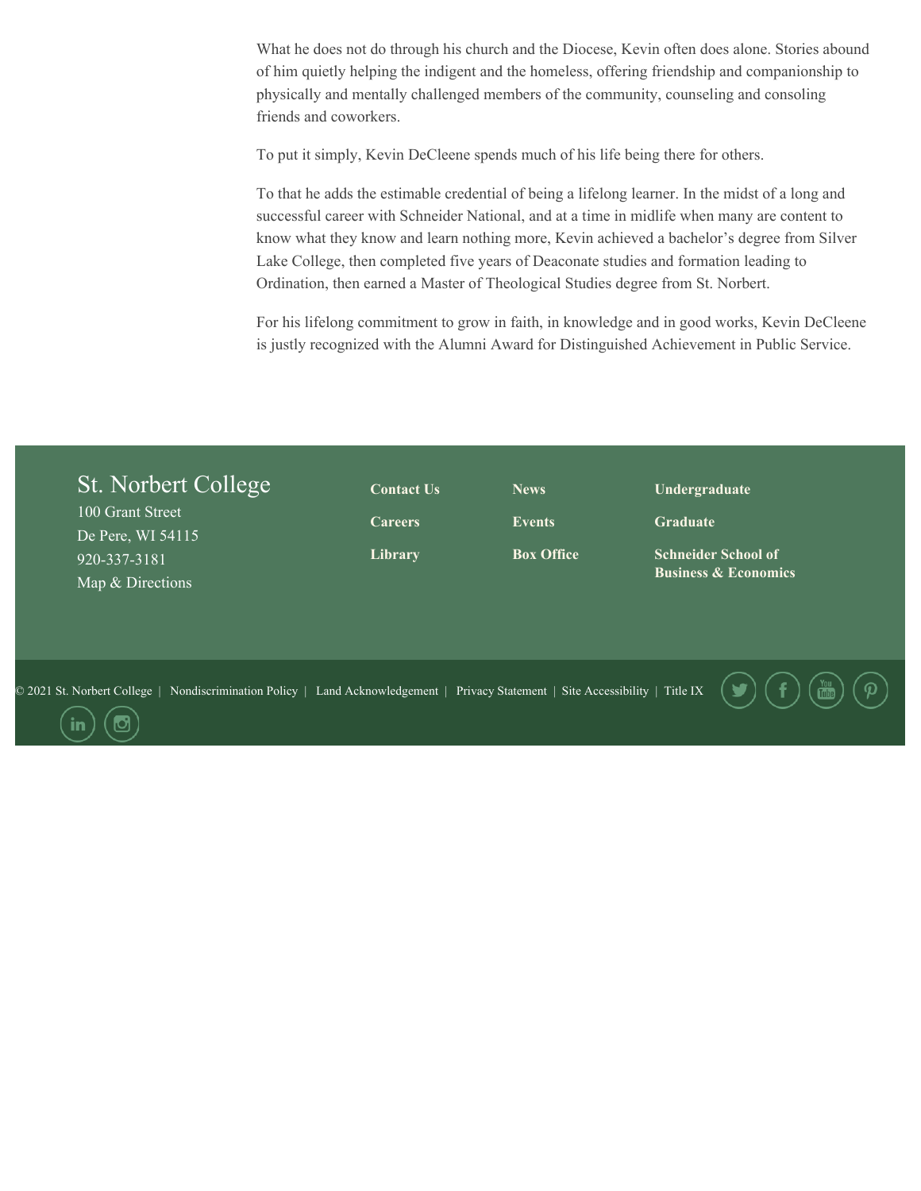What he does not do through his church and the Diocese, Kevin often does alone. Stories abound of him quietly helping the indigent and the homeless, offering friendship and companionship to physically and mentally challenged members of the community, counseling and consoling friends and coworkers.

To put it simply, Kevin DeCleene spends much of his life being there for others.

To that he adds the estimable credential of being a lifelong learner. In the midst of a long and successful career with Schneider National, and at a time in midlife when many are content to know what they know and learn nothing more, Kevin achieved a bachelor's degree from Silver Lake College, then completed five years of Deaconate studies and formation leading to Ordination, then earned a Master of Theological Studies degree from St. Norbert.

For his lifelong commitment to grow in faith, in knowledge and in good works, Kevin DeCleene is justly recognized with the Alumni Award for Distinguished Achievement in Public Service.

St. Norbert College
100 Grant Street
De Pere, WI 54115
920-337-3181
Map & Directions

**Contact Us**
**Careers**
**Library**
**News**
**Events**
**Box Office**
**Undergraduate**
**Graduate**
**Schneider School of Business & Economics**

© 2021 St. Norbert College | Nondiscrimination Policy | Land Acknowledgement | Privacy Statement | Site Accessibility | Title IX